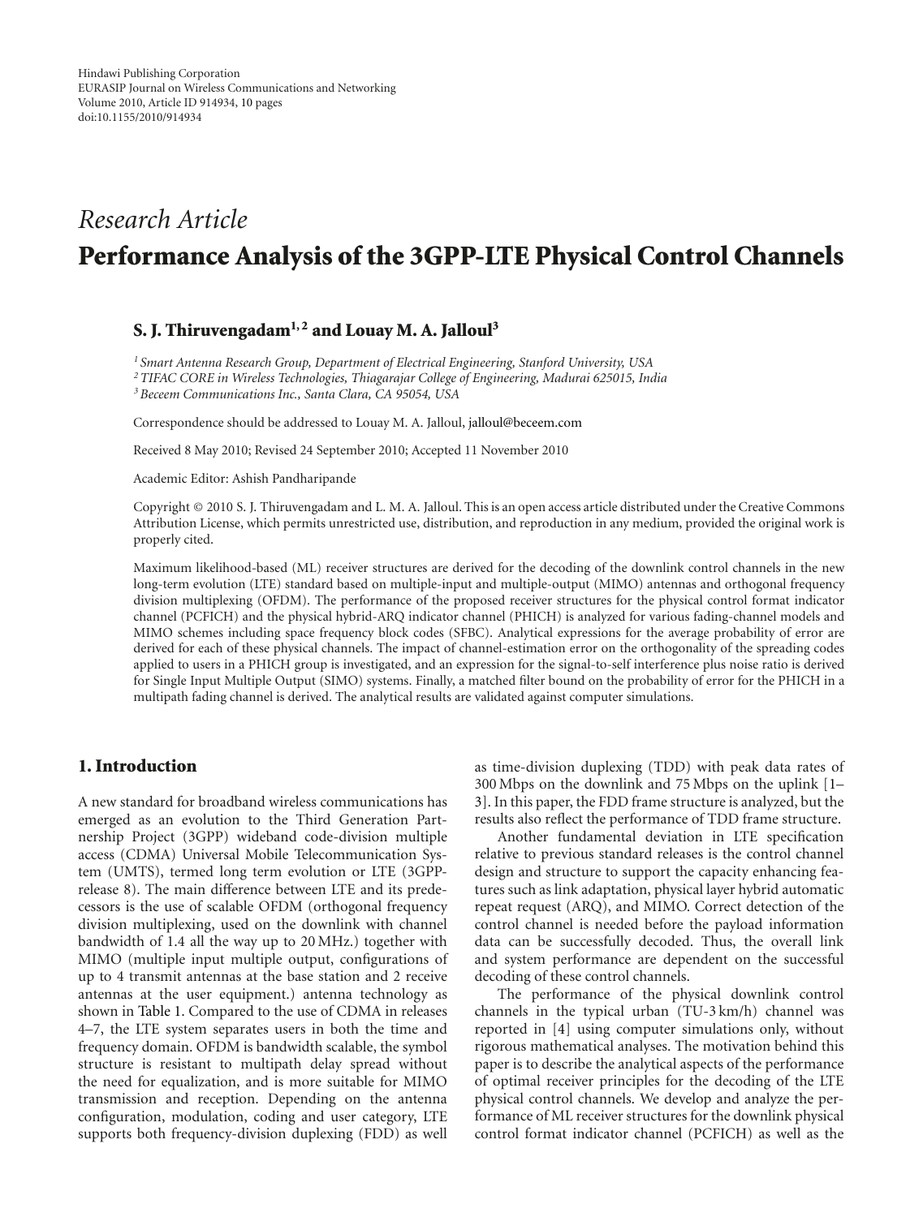Hindawi Publishing Corporation
EURASIP Journal on Wireless Communications and Networking
Volume 2010, Article ID 914934, 10 pages
doi:10.1155/2010/914934

*Research Article*

# Performance Analysis of the 3GPP-LTE Physical Control Channels

**S. J. Thiruvengadam[1,2] and Louay M. A. Jalloul[3]**

[1] *Smart Antenna Research Group, Department of Electrical Engineering, Stanford University, USA*
[2] *TIFAC CORE in Wireless Technologies, Thiagarajar College of Engineering, Madurai 625015, India*
[3] *Beceem Communications Inc., Santa Clara, CA 95054, USA*

Correspondence should be addressed to Louay M. A. Jalloul, jalloul@beceem.com

Received 8 May 2010; Revised 24 September 2010; Accepted 11 November 2010

Academic Editor: Ashish Pandharipande

Copyright © 2010 S. J. Thiruvengadam and L. M. A. Jalloul. This is an open access article distributed under the Creative Commons Attribution License, which permits unrestricted use, distribution, and reproduction in any medium, provided the original work is properly cited.

Maximum likelihood-based (ML) receiver structures are derived for the decoding of the downlink control channels in the new long-term evolution (LTE) standard based on multiple-input and multiple-output (MIMO) antennas and orthogonal frequency division multiplexing (OFDM). The performance of the proposed receiver structures for the physical control format indicator channel (PCFICH) and the physical hybrid-ARQ indicator channel (PHICH) is analyzed for various fading-channel models and MIMO schemes including space frequency block codes (SFBC). Analytical expressions for the average probability of error are derived for each of these physical channels. The impact of channel-estimation error on the orthogonality of the spreading codes applied to users in a PHICH group is investigated, and an expression for the signal-to-self interference plus noise ratio is derived for Single Input Multiple Output (SIMO) systems. Finally, a matched filter bound on the probability of error for the PHICH in a multipath fading channel is derived. The analytical results are validated against computer simulations.

## 1. Introduction

A new standard for broadband wireless communications has emerged as an evolution to the Third Generation Partnership Project (3GPP) wideband code-division multiple access (CDMA) Universal Mobile Telecommunication System (UMTS), termed long term evolution or LTE (3GPP-release 8). The main difference between LTE and its predecessors is the use of scalable OFDM (orthogonal frequency division multiplexing, used on the downlink with channel bandwidth of 1.4 all the way up to 20 MHz.) together with MIMO (multiple input multiple output, configurations of up to 4 transmit antennas at the base station and 2 receive antennas at the user equipment.) antenna technology as shown in Table 1. Compared to the use of CDMA in releases 4–7, the LTE system separates users in both the time and frequency domain. OFDM is bandwidth scalable, the symbol structure is resistant to multipath delay spread without the need for equalization, and is more suitable for MIMO transmission and reception. Depending on the antenna configuration, modulation, coding and user category, LTE supports both frequency-division duplexing (FDD) as well as time-division duplexing (TDD) with peak data rates of 300 Mbps on the downlink and 75 Mbps on the uplink [1–3]. In this paper, the FDD frame structure is analyzed, but the results also reflect the performance of TDD frame structure.

Another fundamental deviation in LTE specification relative to previous standard releases is the control channel design and structure to support the capacity enhancing features such as link adaptation, physical layer hybrid automatic repeat request (ARQ), and MIMO. Correct detection of the control channel is needed before the payload information data can be successfully decoded. Thus, the overall link and system performance are dependent on the successful decoding of these control channels.

The performance of the physical downlink control channels in the typical urban (TU-3 km/h) channel was reported in [4] using computer simulations only, without rigorous mathematical analyses. The motivation behind this paper is to describe the analytical aspects of the performance of optimal receiver principles for the decoding of the LTE physical control channels. We develop and analyze the performance of ML receiver structures for the downlink physical control format indicator channel (PCFICH) as well as the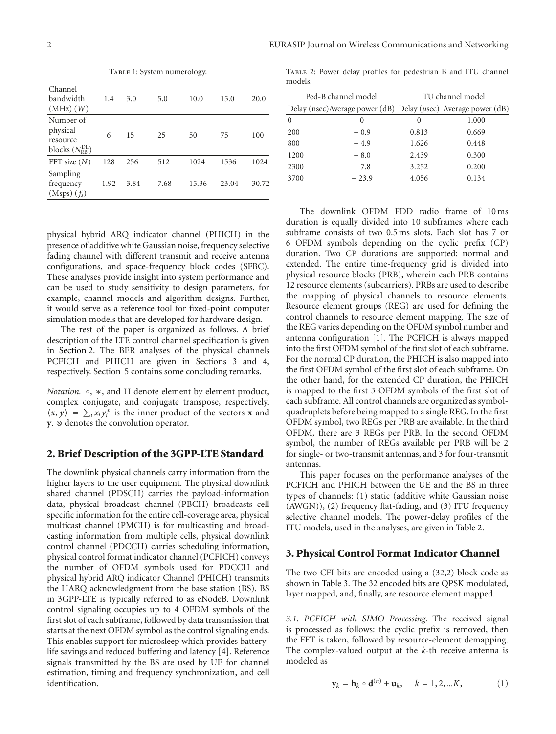Table 1: System numerology.

| Channel bandwidth (MHz) ($W$) | 1.4 | 3.0 | 5.0 | 10.0 | 15.0 | 20.0 |
|---|---|---|---|---|---|---|
| Number of physical resource blocks ($N_{\text{RB}}^{\text{DL}}$) | 6 | 15 | 25 | 50 | 75 | 100 |
| FFT size ($N$) | 128 | 256 | 512 | 1024 | 1536 | 1024 |
| Sampling frequency (Msps) ($f_s$) | 1.92 | 3.84 | 7.68 | 15.36 | 23.04 | 30.72 |

physical hybrid ARQ indicator channel (PHICH) in the presence of additive white Gaussian noise, frequency selective fading channel with different transmit and receive antenna configurations, and space-frequency block codes (SFBC). These analyses provide insight into system performance and can be used to study sensitivity to design parameters, for example, channel models and algorithm designs. Further, it would serve as a reference tool for fixed-point computer simulation models that are developed for hardware design.

The rest of the paper is organized as follows. A brief description of the LTE control channel specification is given in Section 2. The BER analyses of the physical channels PCFICH and PHICH are given in Sections 3 and 4, respectively. Section 5 contains some concluding remarks.

*Notation.* $\circ$, $*$, and H denote element by element product, complex conjugate, and conjugate transpose, respectively. $\langle x, y \rangle = \sum_i x_i y_i^*$ is the inner product of the vectors $\mathbf{x}$ and $\mathbf{y}$. $\otimes$ denotes the convolution operator.

## 2. Brief Description of the 3GPP-LTE Standard

The downlink physical channels carry information from the higher layers to the user equipment. The physical downlink shared channel (PDSCH) carries the payload-information data, physical broadcast channel (PBCH) broadcasts cell specific information for the entire cell-coverage area, physical multicast channel (PMCH) is for multicasting and broadcasting information from multiple cells, physical downlink control channel (PDCCH) carries scheduling information, physical control format indicator channel (PCFICH) conveys the number of OFDM symbols used for PDCCH and physical hybrid ARQ indicator Channel (PHICH) transmits the HARQ acknowledgment from the base station (BS). BS in 3GPP-LTE is typically referred to as eNodeB. Downlink control signaling occupies up to 4 OFDM symbols of the first slot of each subframe, followed by data transmission that starts at the next OFDM symbol as the control signaling ends. This enables support for microsleep which provides battery-life savings and reduced buffering and latency [4]. Reference signals transmitted by the BS are used by UE for channel estimation, timing and frequency synchronization, and cell identification.

Table 2: Power delay profiles for pedestrian B and ITU channel models.

| Ped-B channel model | | TU channel model | |
|---|---|---|---|
| Delay (nsec) | Average power (dB) | Delay ($\mu$sec) | Average power (dB) |
| 0 | 0 | 0 | 1.000 |
| 200 | −0.9 | 0.813 | 0.669 |
| 800 | −4.9 | 1.626 | 0.448 |
| 1200 | −8.0 | 2.439 | 0.300 |
| 2300 | −7.8 | 3.252 | 0.200 |
| 3700 | −23.9 | 4.056 | 0.134 |

The downlink OFDM FDD radio frame of 10 ms duration is equally divided into 10 subframes where each subframe consists of two 0.5 ms slots. Each slot has 7 or 6 OFDM symbols depending on the cyclic prefix (CP) duration. Two CP durations are supported: normal and extended. The entire time-frequency grid is divided into physical resource blocks (PRB), wherein each PRB contains 12 resource elements (subcarriers). PRBs are used to describe the mapping of physical channels to resource elements. Resource element groups (REG) are used for defining the control channels to resource element mapping. The size of the REG varies depending on the OFDM symbol number and antenna configuration [1]. The PCFICH is always mapped into the first OFDM symbol of the first slot of each subframe. For the normal CP duration, the PHICH is also mapped into the first OFDM symbol of the first slot of each subframe. On the other hand, for the extended CP duration, the PHICH is mapped to the first 3 OFDM symbols of the first slot of each subframe. All control channels are organized as symbol-quadruplets before being mapped to a single REG. In the first OFDM symbol, two REGs per PRB are available. In the third OFDM, there are 3 REGs per PRB. In the second OFDM symbol, the number of REGs available per PRB will be 2 for single- or two-transmit antennas, and 3 for four-transmit antennas.

This paper focuses on the performance analyses of the PCFICH and PHICH between the UE and the BS in three types of channels: (1) static (additive white Gaussian noise (AWGN)), (2) frequency flat-fading, and (3) ITU frequency selective channel models. The power-delay profiles of the ITU models, used in the analyses, are given in Table 2.

## 3. Physical Control Format Indicator Channel

The two CFI bits are encoded using a (32,2) block code as shown in Table 3. The 32 encoded bits are QPSK modulated, layer mapped, and, finally, are resource element mapped.

*3.1. PCFICH with SIMO Processing.* The received signal is processed as follows: the cyclic prefix is removed, then the FFT is taken, followed by resource-element demapping. The complex-valued output at the $k$-th receive antenna is modeled as

$$\mathbf{y}_k = \mathbf{h}_k \circ \mathbf{d}^{(n)} + \mathbf{u}_k, \quad k = 1, 2, \ldots K, \tag{1}$$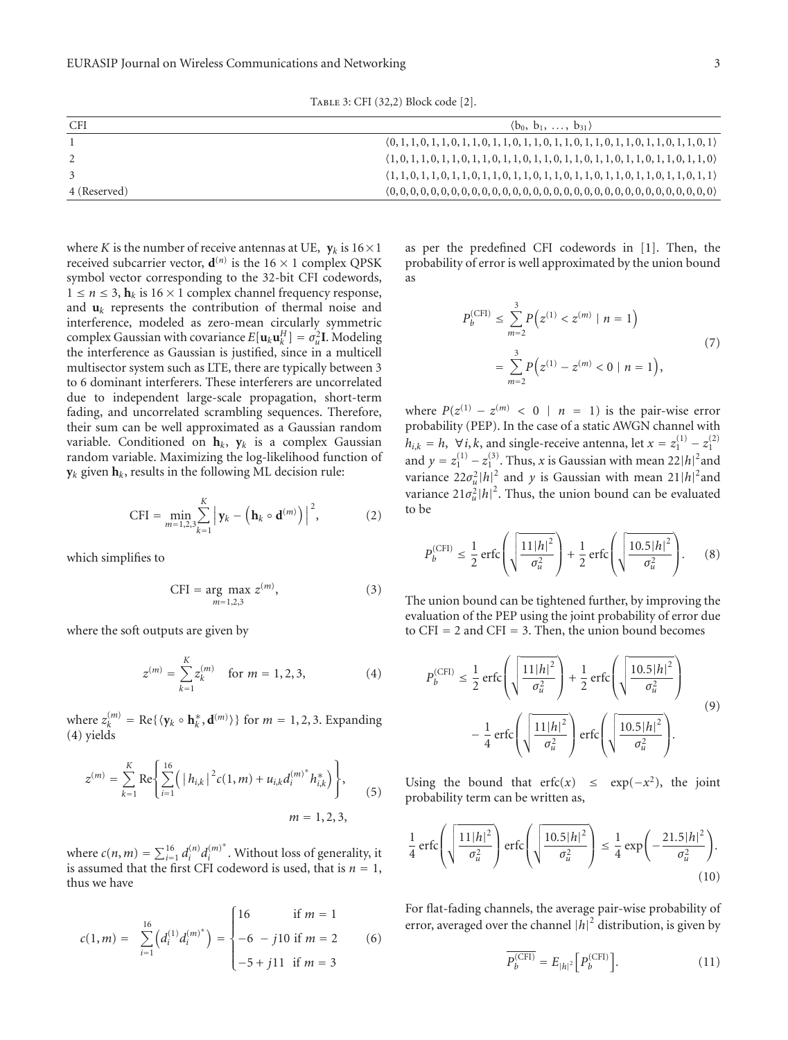Table 3: CFI (32,2) Block code [2].

| CFI | $\langle b_0, b_1, \ldots, b_{31}\rangle$ |
|---|---|
| 1 | $\langle 0,1,1,0,1,1,0,1,1,0,1,1,0,1,1,0,1,1,0,1,1,0,1,1,0,1,1,0,1,1,0,1\rangle$ |
| 2 | $\langle 1,0,1,1,0,1,1,0,1,1,0,1,1,0,1,1,0,1,1,0,1,1,0,1,1,0,1,1,0,1,1,0\rangle$ |
| 3 | $\langle 1,1,0,1,1,0,1,1,0,1,1,0,1,1,0,1,1,0,1,1,0,1,1,0,1,1,0,1,1,0,1,1\rangle$ |
| 4 (Reserved) | $\langle 0,0,0,0,0,0,0,0,0,0,0,0,0,0,0,0,0,0,0,0,0,0,0,0,0,0,0,0,0,0,0,0\rangle$ |

where $K$ is the number of receive antennas at UE, $\mathbf{y}_k$ is $16\times 1$ received subcarrier vector, $\mathbf{d}^{(n)}$ is the $16 \times 1$ complex QPSK symbol vector corresponding to the 32-bit CFI codewords, $1 \le n \le 3$, $\mathbf{h}_k$ is $16 \times 1$ complex channel frequency response, and $\mathbf{u}_k$ represents the contribution of thermal noise and interference, modeled as zero-mean circularly symmetric complex Gaussian with covariance $E[\mathbf{u}_k\mathbf{u}_k^H] = \sigma_u^2\mathbf{I}$. Modeling the interference as Gaussian is justified, since in a multicell multisector system such as LTE, there are typically between 3 to 6 dominant interferers. These interferers are uncorrelated due to independent large-scale propagation, short-term fading, and uncorrelated scrambling sequences. Therefore, their sum can be well approximated as a Gaussian random variable. Conditioned on $\mathbf{h}_k$, $\mathbf{y}_k$ is a complex Gaussian random variable. Maximizing the log-likelihood function of $\mathbf{y}_k$ given $\mathbf{h}_k$, results in the following ML decision rule:

$$\text{CFI} = \min_{m=1,2,3}\sum_{k=1}^{K}\left|\mathbf{y}_k - \left(\mathbf{h}_k \circ \mathbf{d}^{(m)}\right)\right|^2, \tag{2}$$

which simplifies to

$$\text{CFI} = \arg\max_{m=1,2,3} z^{(m)}, \tag{3}$$

where the soft outputs are given by

$$z^{(m)} = \sum_{k=1}^{K} z_k^{(m)} \quad \text{for } m = 1,2,3, \tag{4}$$

where $z_k^{(m)} = \text{Re}\{\langle \mathbf{y}_k \circ \mathbf{h}_k^*, \mathbf{d}^{(m)}\rangle\}$ for $m = 1,2,3$. Expanding (4) yields

$$z^{(m)} = \sum_{k=1}^{K}\text{Re}\left\{\sum_{i=1}^{16}\left(\left|h_{i,k}\right|^2 c(1,m) + u_{i,k}d_i^{(m)^*}h_{i,k}^*\right)\right\}, \quad m = 1,2,3, \tag{5}$$

where $c(n,m) = \sum_{i=1}^{16} d_i^{(n)}d_i^{(m)^*}$. Without loss of generality, it is assumed that the first CFI codeword is used, that is $n = 1$, thus we have

$$c(1,m) = \sum_{i=1}^{16}\left(d_i^{(1)}d_i^{(m)^*}\right) = \begin{cases} 16 & \text{if } m = 1 \\ -6 - j10 & \text{if } m = 2 \\ -5 + j11 & \text{if } m = 3 \end{cases} \tag{6}$$

as per the predefined CFI codewords in [1]. Then, the probability of error is well approximated by the union bound as

$$\begin{aligned} P_b^{(\text{CFI})} &\le \sum_{m=2}^{3} P\left(z^{(1)} < z^{(m)} \mid n = 1\right) \\ &= \sum_{m=2}^{3} P\left(z^{(1)} - z^{(m)} < 0 \mid n = 1\right), \end{aligned} \tag{7}$$

where $P(z^{(1)} - z^{(m)} < 0 \mid n = 1)$ is the pair-wise error probability (PEP). In the case of a static AWGN channel with $h_{i,k} = h$, $\forall i,k$, and single-receive antenna, let $x = z_1^{(1)} - z_1^{(2)}$ and $y = z_1^{(1)} - z_1^{(3)}$. Thus, $x$ is Gaussian with mean $22|h|^2$ and variance $22\sigma_u^2|h|^2$ and $y$ is Gaussian with mean $21|h|^2$ and variance $21\sigma_u^2|h|^2$. Thus, the union bound can be evaluated to be

$$P_b^{(\text{CFI})} \le \frac{1}{2}\,\text{erfc}\left(\sqrt{\frac{11|h|^2}{\sigma_u^2}}\right) + \frac{1}{2}\,\text{erfc}\left(\sqrt{\frac{10.5|h|^2}{\sigma_u^2}}\right). \tag{8}$$

The union bound can be tightened further, by improving the evaluation of the PEP using the joint probability of error due to CFI = 2 and CFI = 3. Then, the union bound becomes

$$\begin{aligned} P_b^{(\text{CFI})} \le{}& \frac{1}{2}\,\text{erfc}\left(\sqrt{\frac{11|h|^2}{\sigma_u^2}}\right) + \frac{1}{2}\,\text{erfc}\left(\sqrt{\frac{10.5|h|^2}{\sigma_u^2}}\right) \\ &- \frac{1}{4}\,\text{erfc}\left(\sqrt{\frac{11|h|^2}{\sigma_u^2}}\right)\text{erfc}\left(\sqrt{\frac{10.5|h|^2}{\sigma_u^2}}\right). \end{aligned} \tag{9}$$

Using the bound that $\text{erfc}(x) \le \exp(-x^2)$, the joint probability term can be written as,

$$\frac{1}{4}\,\text{erfc}\left(\sqrt{\frac{11|h|^2}{\sigma_u^2}}\right)\text{erfc}\left(\sqrt{\frac{10.5|h|^2}{\sigma_u^2}}\right) \le \frac{1}{4}\exp\left(-\frac{21.5|h|^2}{\sigma_u^2}\right). \tag{10}$$

For flat-fading channels, the average pair-wise probability of error, averaged over the channel $|h|^2$ distribution, is given by

$$\overline{P_b^{(\text{CFI})}} = E_{|h|^2}\left[P_b^{(\text{CFI})}\right]. \tag{11}$$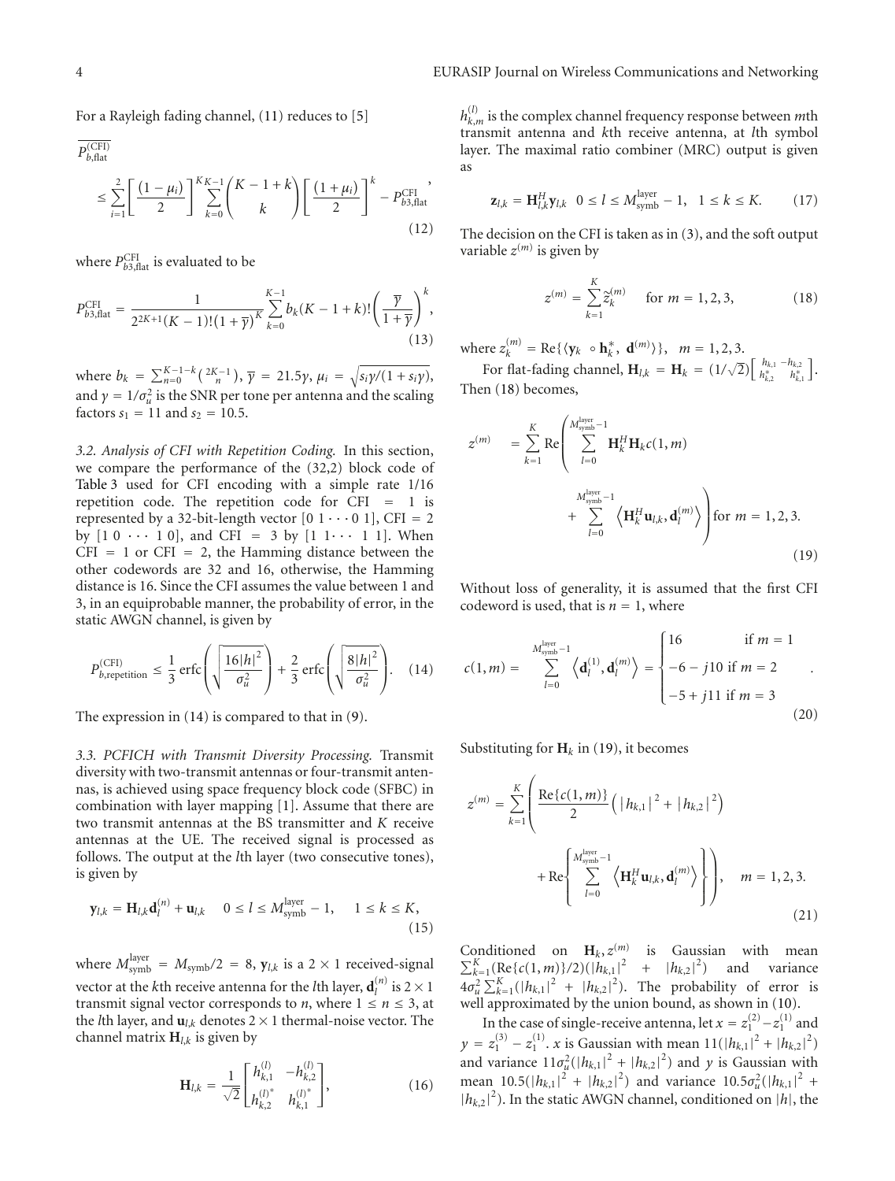For a Rayleigh fading channel, (11) reduces to [5]

$$\overline{P_{b,\text{flat}}^{(\text{CFI})}} \leq \sum_{i=1}^{2}\left[\frac{(1-\mu_i)}{2}\right]^{K}\sum_{k=0}^{K-1}\binom{K-1+k}{k}\left[\frac{(1+\mu_i)}{2}\right]^{k} - P_{b3,\text{flat}}^{\text{CFI}}, \tag{12}$$

where $P_{b3,\text{flat}}^{\text{CFI}}$ is evaluated to be

$$P_{b3,\text{flat}}^{\text{CFI}} = \frac{1}{2^{2K+1}(K-1)!(1+\overline{\gamma})^{K}}\sum_{k=0}^{K-1} b_k(K-1+k)!\left(\frac{\overline{\gamma}}{1+\overline{\gamma}}\right)^{k}, \tag{13}$$

where $b_k = \sum_{n=0}^{K-1-k}\binom{2K-1}{n}$, $\overline{\gamma} = 21.5\gamma$, $\mu_i = \sqrt{s_i\gamma/(1+s_i\gamma)}$, and $\gamma = 1/\sigma_u^2$ is the SNR per tone per antenna and the scaling factors $s_1 = 11$ and $s_2 = 10.5$.

*3.2. Analysis of CFI with Repetition Coding.* In this section, we compare the performance of the (32,2) block code of Table 3 used for CFI encoding with a simple rate 1/16 repetition code. The repetition code for CFI $= 1$ is represented by a 32-bit-length vector [0 1 $\cdots$ 0 1], CFI $= 2$ by [1 0 $\cdots$ 1 0], and CFI $= 3$ by [1 1$\cdots$ 1 1]. When CFI $= 1$ or CFI $= 2$, the Hamming distance between the other codewords are 32 and 16, otherwise, the Hamming distance is 16. Since the CFI assumes the value between 1 and 3, in an equiprobable manner, the probability of error, in the static AWGN channel, is given by

$$P_{b,\text{repetition}}^{(\text{CFI})} \leq \frac{1}{3}\operatorname{erfc}\left(\sqrt{\frac{16|h|^2}{\sigma_u^2}}\right) + \frac{2}{3}\operatorname{erfc}\left(\sqrt{\frac{8|h|^2}{\sigma_u^2}}\right). \tag{14}$$

The expression in (14) is compared to that in (9).

*3.3. PCFICH with Transmit Diversity Processing.* Transmit diversity with two-transmit antennas or four-transmit antennas, is achieved using space frequency block code (SFBC) in combination with layer mapping [1]. Assume that there are two transmit antennas at the BS transmitter and $K$ receive antennas at the UE. The received signal is processed as follows. The output at the $l$th layer (two consecutive tones), is given by

$$\mathbf{y}_{l,k} = \mathbf{H}_{l,k}\mathbf{d}_l^{(n)} + \mathbf{u}_{l,k} \quad 0 \leq l \leq M_{\text{symb}}^{\text{layer}} - 1, \quad 1 \leq k \leq K, \tag{15}$$

where $M_{\text{symb}}^{\text{layer}} = M_{\text{symb}}/2 = 8$, $\mathbf{y}_{l,k}$ is a $2\times 1$ received-signal vector at the $k$th receive antenna for the $l$th layer, $\mathbf{d}_l^{(n)}$ is $2\times 1$ transmit signal vector corresponds to $n$, where $1 \leq n \leq 3$, at the $l$th layer, and $\mathbf{u}_{l,k}$ denotes $2\times 1$ thermal-noise vector. The channel matrix $\mathbf{H}_{l,k}$ is given by

$$\mathbf{H}_{l,k} = \frac{1}{\sqrt{2}}\begin{bmatrix} h_{k,1}^{(l)} & -h_{k,2}^{(l)} \\ h_{k,2}^{(l)*} & h_{k,1}^{(l)*}\end{bmatrix}, \tag{16}$$

$h_{k,m}^{(l)}$ is the complex channel frequency response between $m$th transmit antenna and $k$th receive antenna, at $l$th symbol layer. The maximal ratio combiner (MRC) output is given as

$$\mathbf{z}_{l,k} = \mathbf{H}_{l,k}^{H}\mathbf{y}_{l,k} \quad 0 \leq l \leq M_{\text{symb}}^{\text{layer}} - 1, \quad 1 \leq k \leq K. \tag{17}$$

The decision on the CFI is taken as in (3), and the soft output variable $z^{(m)}$ is given by

$$z^{(m)} = \sum_{k=1}^{K}\tilde{z}_k^{(m)} \quad \text{for } m = 1,2,3, \tag{18}$$

where $z_k^{(m)} = \text{Re}\{\langle \mathbf{y}_k \circ \mathbf{h}_k^*,\ \mathbf{d}^{(m)}\rangle\}$, $m = 1,2,3$.

For flat-fading channel, $\mathbf{H}_{l,k} = \mathbf{H}_k = (1/\sqrt{2})\begin{bmatrix} h_{k,1} & -h_{k,2} \\ h_{k,2}^* & h_{k,1}^*\end{bmatrix}$. Then (18) becomes,

$$z^{(m)} = \sum_{k=1}^{K}\text{Re}\left(\sum_{l=0}^{M_{\text{symb}}^{\text{layer}}-1}\mathbf{H}_k^H\mathbf{H}_k c(1,m) + \sum_{l=0}^{M_{\text{symb}}^{\text{layer}}-1}\left\langle \mathbf{H}_k^H\mathbf{u}_{l,k}, \mathbf{d}_l^{(m)}\right\rangle\right) \text{for } m = 1,2,3. \tag{19}$$

Without loss of generality, it is assumed that the first CFI codeword is used, that is $n = 1$, where

$$c(1,m) = \sum_{l=0}^{M_{\text{symb}}^{\text{layer}}-1}\left\langle \mathbf{d}_l^{(1)}, \mathbf{d}_l^{(m)}\right\rangle = \begin{cases} 16 & \text{if } m = 1 \\ -6 - j10 & \text{if } m = 2 \\ -5 + j11 & \text{if } m = 3 \end{cases}. \tag{20}$$

Substituting for $\mathbf{H}_k$ in (19), it becomes

$$z^{(m)} = \sum_{k=1}^{K}\left(\frac{\text{Re}\{c(1,m)\}}{2}\left(|h_{k,1}|^2 + |h_{k,2}|^2\right) + \text{Re}\left\{\sum_{l=0}^{M_{\text{symb}}^{\text{layer}}-1}\left\langle \mathbf{H}_k^H\mathbf{u}_{l,k}, \mathbf{d}_l^{(m)}\right\rangle\right\}\right), \quad m = 1,2,3. \tag{21}$$

Conditioned on $\mathbf{H}_k, z^{(m)}$ is Gaussian with mean $\sum_{k=1}^{K}(\text{Re}\{c(1,m)\}/2)(|h_{k,1}|^2 + |h_{k,2}|^2)$ and variance $4\sigma_u^2\sum_{k=1}^{K}(|h_{k,1}|^2 + |h_{k,2}|^2)$. The probability of error is well approximated by the union bound, as shown in (10).

In the case of single-receive antenna, let $x = z_1^{(2)} - z_1^{(1)}$ and $y = z_1^{(3)} - z_1^{(1)}$. $x$ is Gaussian with mean $11(|h_{k,1}|^2 + |h_{k,2}|^2)$ and variance $11\sigma_u^2(|h_{k,1}|^2 + |h_{k,2}|^2)$ and $y$ is Gaussian with mean $10.5(|h_{k,1}|^2 + |h_{k,2}|^2)$ and variance $10.5\sigma_u^2(|h_{k,1}|^2 + |h_{k,2}|^2)$. In the static AWGN channel, conditioned on $|h|$, the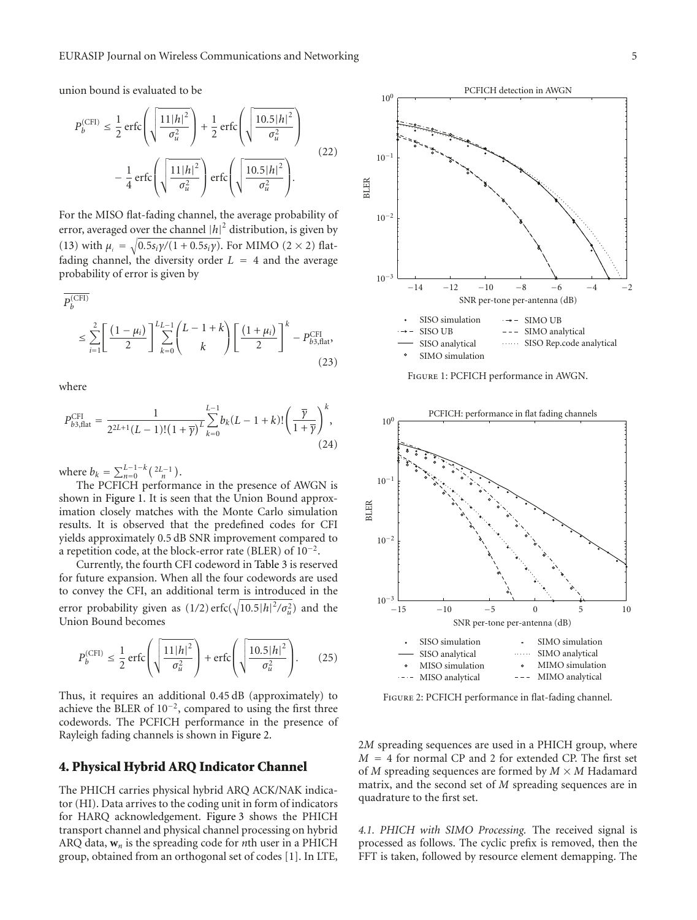union bound is evaluated to be

$$P_b^{(\mathrm{CFI})} \leq \frac{1}{2}\operatorname{erfc}\left(\sqrt{\frac{11|h|^2}{\sigma_u^2}}\right) + \frac{1}{2}\operatorname{erfc}\left(\sqrt{\frac{10.5|h|^2}{\sigma_u^2}}\right) - \frac{1}{4}\operatorname{erfc}\left(\sqrt{\frac{11|h|^2}{\sigma_u^2}}\right)\operatorname{erfc}\left(\sqrt{\frac{10.5|h|^2}{\sigma_u^2}}\right). \tag{22}$$

For the MISO flat-fading channel, the average probability of error, averaged over the channel $|h|^2$ distribution, is given by (13) with $\mu_i = \sqrt{0.5 s_i \gamma/(1 + 0.5 s_i \gamma)}$. For MIMO (2 × 2) flat-fading channel, the diversity order $L = 4$ and the average probability of error is given by

$$\overline{P_b^{(\mathrm{CFI})}} \leq \sum_{i=1}^{2}\left[\frac{(1-\mu_i)}{2}\right]^L \sum_{k=0}^{L-1}\binom{L-1+k}{k}\left[\frac{(1+\mu_i)}{2}\right]^k - P_{b3,\mathrm{flat}}^{\mathrm{CFI}}, \tag{23}$$

where

$$P_{b3,\mathrm{flat}}^{\mathrm{CFI}} = \frac{1}{2^{2L+1}(L-1)!(1+\overline{\gamma})^L}\sum_{k=0}^{L-1} b_k (L-1+k)!\left(\frac{\overline{\gamma}}{1+\overline{\gamma}}\right)^k, \tag{24}$$

where $b_k = \sum_{n=0}^{L-1-k}\binom{2L-1}{n}$.

The PCFICH performance in the presence of AWGN is shown in Figure 1. It is seen that the Union Bound approximation closely matches with the Monte Carlo simulation results. It is observed that the predefined codes for CFI yields approximately 0.5 dB SNR improvement compared to a repetition code, at the block-error rate (BLER) of $10^{-2}$.

Currently, the fourth CFI codeword in Table 3 is reserved for future expansion. When all the four codewords are used to convey the CFI, an additional term is introduced in the error probability given as $(1/2)\operatorname{erfc}(\sqrt{10.5|h|^2/\sigma_u^2})$ and the Union Bound becomes

$$P_b^{(\mathrm{CFI})} \leq \frac{1}{2}\operatorname{erfc}\left(\sqrt{\frac{11|h|^2}{\sigma_u^2}}\right) + \operatorname{erfc}\left(\sqrt{\frac{10.5|h|^2}{\sigma_u^2}}\right). \tag{25}$$

Thus, it requires an additional 0.45 dB (approximately) to achieve the BLER of $10^{-2}$, compared to using the first three codewords. The PCFICH performance in the presence of Rayleigh fading channels is shown in Figure 2.

Figure 1: PCFICH performance in AWGN.

Figure 2: PCFICH performance in flat-fading channel.

## 4. Physical Hybrid ARQ Indicator Channel

The PHICH carries physical hybrid ARQ ACK/NAK indicator (HI). Data arrives to the coding unit in form of indicators for HARQ acknowledgement. Figure 3 shows the PHICH transport channel and physical channel processing on hybrid ARQ data, $\mathbf{w}_n$ is the spreading code for $n$th user in a PHICH group, obtained from an orthogonal set of codes [1]. In LTE, $2M$ spreading sequences are used in a PHICH group, where $M = 4$ for normal CP and 2 for extended CP. The first set of $M$ spreading sequences are formed by $M \times M$ Hadamard matrix, and the second set of $M$ spreading sequences are in quadrature to the first set.

*4.1. PHICH with SIMO Processing.* The received signal is processed as follows. The cyclic prefix is removed, then the FFT is taken, followed by resource element demapping. The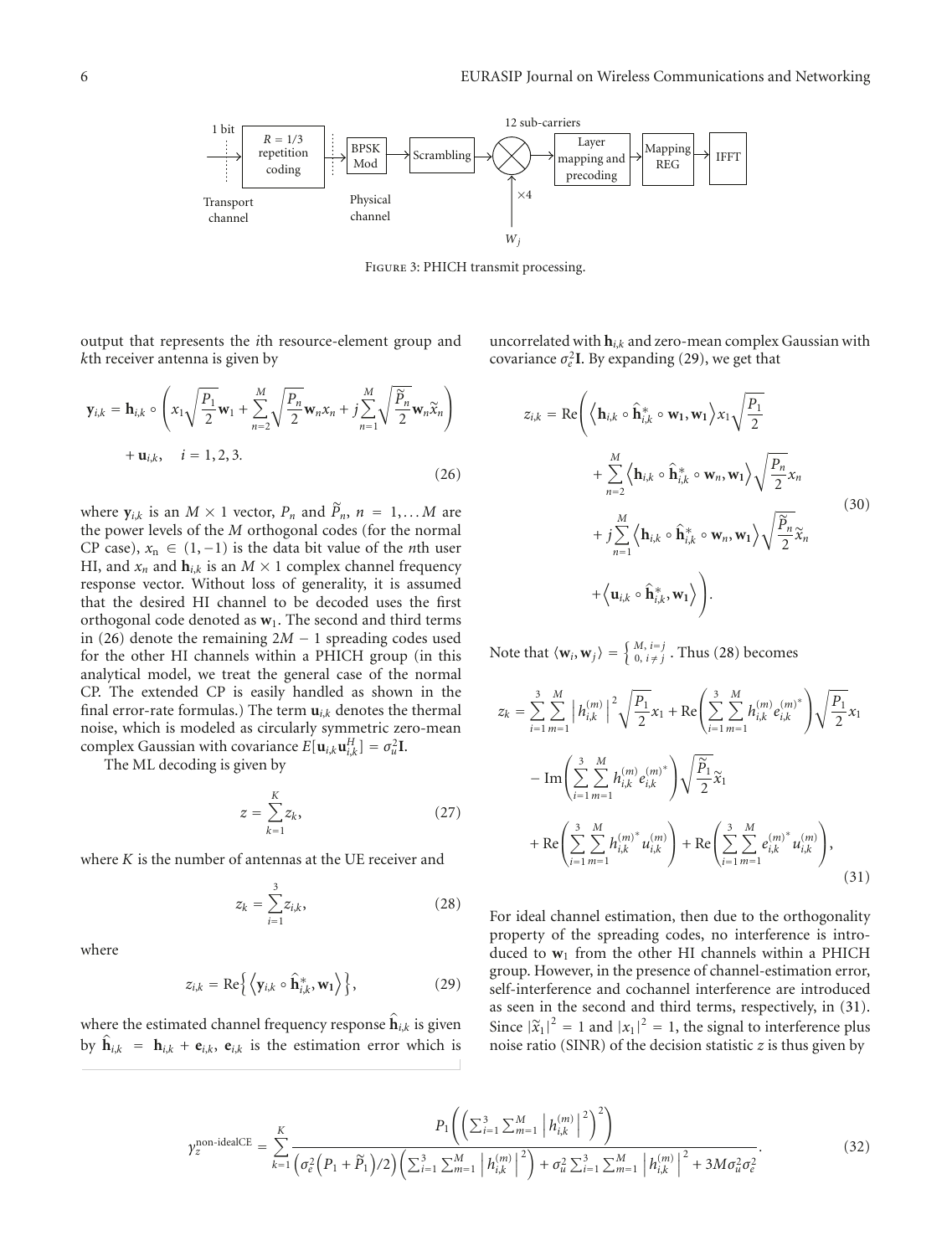FIGURE 3: PHICH transmit processing.

output that represents the $i$th resource-element group and $k$th receiver antenna is given by

$$\mathbf{y}_{i,k} = \mathbf{h}_{i,k} \circ \left( x_1 \sqrt{\frac{P_1}{2}} \mathbf{w}_1 + \sum_{n=2}^{M} \sqrt{\frac{P_n}{2}} \mathbf{w}_n x_n + j \sum_{n=1}^{M} \sqrt{\frac{\widetilde{P}_n}{2}} \mathbf{w}_n \widetilde{x}_n \right) + \mathbf{u}_{i,k}, \quad i = 1, 2, 3. \tag{26}$$

where $\mathbf{y}_{i,k}$ is an $M \times 1$ vector, $P_n$ and $\widetilde{P}_n$, $n = 1, \ldots M$ are the power levels of the $M$ orthogonal codes (for the normal CP case), $x_n \in (1, -1)$ is the data bit value of the $n$th user HI, and $x_n$ and $\mathbf{h}_{i,k}$ is an $M \times 1$ complex channel frequency response vector. Without loss of generality, it is assumed that the desired HI channel to be decoded uses the first orthogonal code denoted as $\mathbf{w}_1$. The second and third terms in (26) denote the remaining $2M - 1$ spreading codes used for the other HI channels within a PHICH group (in this analytical model, we treat the general case of the normal CP. The extended CP is easily handled as shown in the final error-rate formulas.) The term $\mathbf{u}_{i,k}$ denotes the thermal noise, which is modeled as circularly symmetric zero-mean complex Gaussian with covariance $E[\mathbf{u}_{i,k}\mathbf{u}_{i,k}^H] = \sigma_u^2 \mathbf{I}$.

The ML decoding is given by

$$z = \sum_{k=1}^{K} z_k, \tag{27}$$

where $K$ is the number of antennas at the UE receiver and

$$z_k = \sum_{i=1}^{3} z_{i,k}, \tag{28}$$

where

$$z_{i,k} = \text{Re}\left\{ \left\langle \mathbf{y}_{i,k} \circ \widehat{\mathbf{h}}_{i,k}^*, \mathbf{w}_1 \right\rangle \right\}, \tag{29}$$

where the estimated channel frequency response $\widehat{\mathbf{h}}_{i,k}$ is given by $\widehat{\mathbf{h}}_{i,k} = \mathbf{h}_{i,k} + \mathbf{e}_{i,k}$, $\mathbf{e}_{i,k}$ is the estimation error which is uncorrelated with $\mathbf{h}_{i,k}$ and zero-mean complex Gaussian with covariance $\sigma_e^2 \mathbf{I}$. By expanding (29), we get that

$$\begin{aligned} z_{i,k} = \text{Re}\Bigg( & \left\langle \mathbf{h}_{i,k} \circ \widehat{\mathbf{h}}_{i,k}^* \circ \mathbf{w}_1, \mathbf{w}_1 \right\rangle x_1 \sqrt{\frac{P_1}{2}} \\ & + \sum_{n=2}^{M} \left\langle \mathbf{h}_{i,k} \circ \widehat{\mathbf{h}}_{i,k}^* \circ \mathbf{w}_n, \mathbf{w}_1 \right\rangle \sqrt{\frac{P_n}{2}} x_n \\ & + j \sum_{n=1}^{M} \left\langle \mathbf{h}_{i,k} \circ \widehat{\mathbf{h}}_{i,k}^* \circ \mathbf{w}_n, \mathbf{w}_1 \right\rangle \sqrt{\frac{\widetilde{P}_n}{2}} \widetilde{x}_n \\ & + \left\langle \mathbf{u}_{i,k} \circ \widehat{\mathbf{h}}_{i,k}^*, \mathbf{w}_1 \right\rangle \Bigg). \end{aligned} \tag{30}$$

Note that $\langle \mathbf{w}_i, \mathbf{w}_j \rangle = \begin{cases} M, & i = j \\ 0, & i \neq j \end{cases}$. Thus (28) becomes

$$\begin{aligned} z_k = & \sum_{i=1}^{3} \sum_{m=1}^{M} \left| h_{i,k}^{(m)} \right|^2 \sqrt{\frac{P_1}{2}} x_1 + \text{Re}\left( \sum_{i=1}^{3} \sum_{m=1}^{M} h_{i,k}^{(m)} e_{i,k}^{(m)^*} \right) \sqrt{\frac{P_1}{2}} x_1 \\ & - \text{Im}\left( \sum_{i=1}^{3} \sum_{m=1}^{M} h_{i,k}^{(m)} e_{i,k}^{(m)^*} \right) \sqrt{\frac{\widetilde{P}_1}{2}} \widetilde{x}_1 \\ & + \text{Re}\left( \sum_{i=1}^{3} \sum_{m=1}^{M} h_{i,k}^{(m)^*} u_{i,k}^{(m)} \right) + \text{Re}\left( \sum_{i=1}^{3} \sum_{m=1}^{M} e_{i,k}^{(m)^*} u_{i,k}^{(m)} \right), \end{aligned} \tag{31}$$

For ideal channel estimation, then due to the orthogonality property of the spreading codes, no interference is introduced to $\mathbf{w}_1$ from the other HI channels within a PHICH group. However, in the presence of channel-estimation error, self-interference and cochannel interference are introduced as seen in the second and third terms, respectively, in (31). Since $|\widetilde{x}_1|^2 = 1$ and $|x_1|^2 = 1$, the signal to interference plus noise ratio (SINR) of the decision statistic $z$ is thus given by

$$\gamma_z^{\text{non-idealCE}} = \sum_{k=1}^{K} \frac{P_1 \left( \left( \sum_{i=1}^{3} \sum_{m=1}^{M} \left| h_{i,k}^{(m)} \right|^2 \right)^2 \right)}{\left( \sigma_e^2 \left( P_1 + \widetilde{P}_1 \right)/2 \right) \left( \sum_{i=1}^{3} \sum_{m=1}^{M} \left| h_{i,k}^{(m)} \right|^2 \right) + \sigma_u^2 \sum_{i=1}^{3} \sum_{m=1}^{M} \left| h_{i,k}^{(m)} \right|^2 + 3M\sigma_u^2 \sigma_e^2}. \tag{32}$$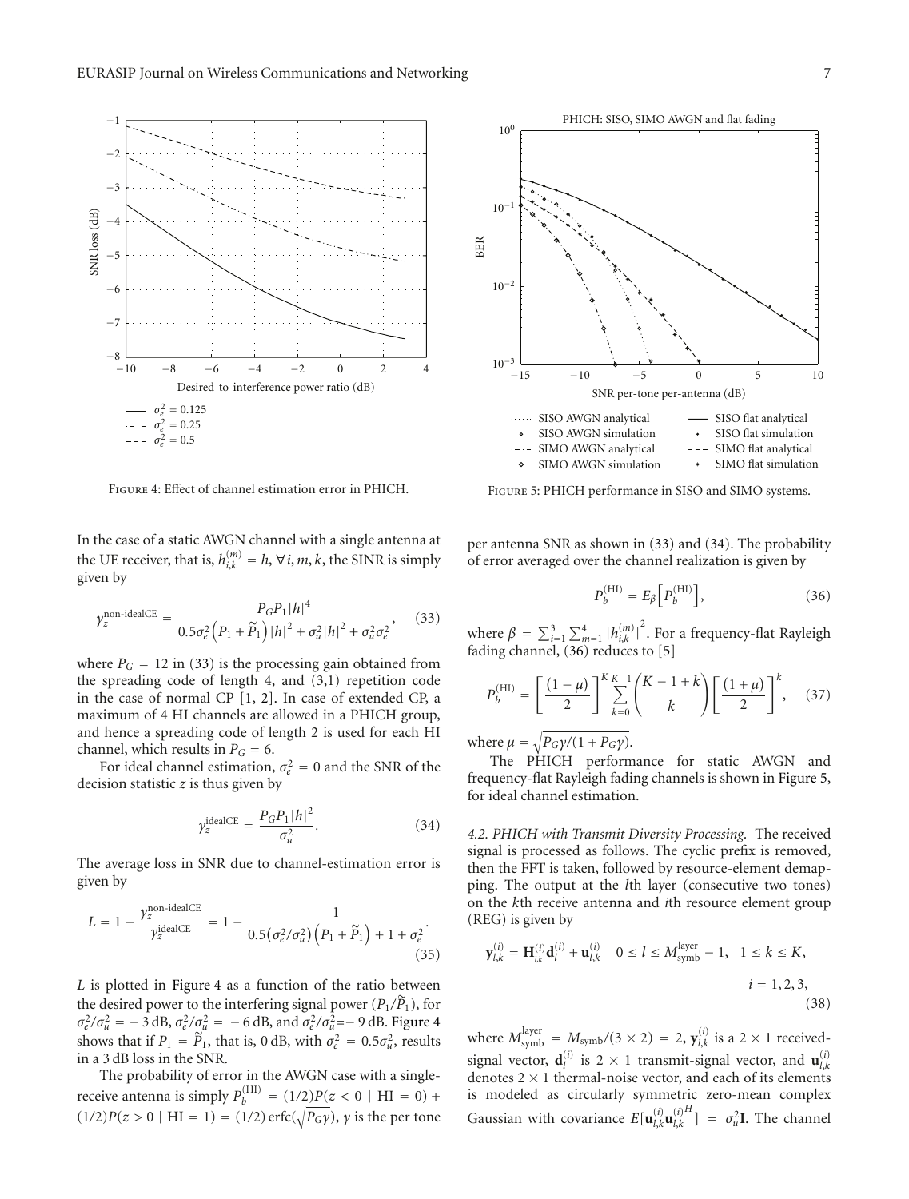FIGURE 4: Effect of channel estimation error in PHICH.

FIGURE 5: PHICH performance in SISO and SIMO systems.

In the case of a static AWGN channel with a single antenna at the UE receiver, that is, $h_{i,k}^{(m)} = h, \forall i, m, k$, the SINR is simply given by

$$\gamma_z^{\text{non-idealCE}} = \frac{P_G P_1 |h|^4}{0.5\sigma_e^2 \left(P_1 + \widetilde{P}_1\right)|h|^2 + \sigma_u^2 |h|^2 + \sigma_u^2 \sigma_e^2}, \quad (33)$$

where $P_G = 12$ in (33) is the processing gain obtained from the spreading code of length 4, and (3,1) repetition code in the case of normal CP [1, 2]. In case of extended CP, a maximum of 4 HI channels are allowed in a PHICH group, and hence a spreading code of length 2 is used for each HI channel, which results in $P_G = 6$.

For ideal channel estimation, $\sigma_e^2 = 0$ and the SNR of the decision statistic $z$ is thus given by

$$\gamma_z^{\text{idealCE}} = \frac{P_G P_1 |h|^2}{\sigma_u^2}. \quad (34)$$

The average loss in SNR due to channel-estimation error is given by

$$L = 1 - \frac{\gamma_z^{\text{non-idealCE}}}{\gamma_z^{\text{idealCE}}} = 1 - \frac{1}{0.5\left(\sigma_e^2/\sigma_u^2\right)\left(P_1 + \widetilde{P}_1\right) + 1 + \sigma_e^2}. \quad (35)$$

$L$ is plotted in Figure 4 as a function of the ratio between the desired power to the interfering signal power $(P_1/\widetilde{P}_1)$, for $\sigma_e^2/\sigma_u^2 = -3$ dB, $\sigma_e^2/\sigma_u^2 = -6$ dB, and $\sigma_e^2/\sigma_u^2 = -9$ dB. Figure 4 shows that if $P_1 = \widetilde{P}_1$, that is, 0 dB, with $\sigma_e^2 = 0.5\sigma_u^2$, results in a 3 dB loss in the SNR.

The probability of error in the AWGN case with a single-receive antenna is simply $P_b^{(\text{HI})} = (1/2)P(z < 0 \mid \text{HI} = 0) + (1/2)P(z > 0 \mid \text{HI} = 1) = (1/2)\,\text{erfc}(\sqrt{P_G \gamma})$, $\gamma$ is the per tone per antenna SNR as shown in (33) and (34). The probability of error averaged over the channel realization is given by

$$\overline{P_b^{(\text{HI})}} = E_\beta\left[P_b^{(\text{HI})}\right], \quad (36)$$

where $\beta = \sum_{i=1}^{3}\sum_{m=1}^{4} |h_{i,k}^{(m)}|^2$. For a frequency-flat Rayleigh fading channel, (36) reduces to [5]

$$\overline{P_b^{(\text{HI})}} = \left[\frac{(1-\mu)}{2}\right]^K \sum_{k=0}^{K-1} \binom{K-1+k}{k} \left[\frac{(1+\mu)}{2}\right]^k, \quad (37)$$

where $\mu = \sqrt{P_G \gamma/(1 + P_G \gamma)}$.

The PHICH performance for static AWGN and frequency-flat Rayleigh fading channels is shown in Figure 5, for ideal channel estimation.

*4.2. PHICH with Transmit Diversity Processing.* The received signal is processed as follows. The cyclic prefix is removed, then the FFT is taken, followed by resource-element demapping. The output at the $l$th layer (consecutive two tones) on the $k$th receive antenna and $i$th resource element group (REG) is given by

$$\mathbf{y}_{l,k}^{(i)} = \mathbf{H}_{l,k}^{(i)} \mathbf{d}_l^{(i)} + \mathbf{u}_{l,k}^{(i)} \quad 0 \le l \le M_{\text{symb}}^{\text{layer}} - 1, \quad 1 \le k \le K, \quad i = 1, 2, 3, \quad (38)$$

where $M_{\text{symb}}^{\text{layer}} = M_{\text{symb}}/(3 \times 2) = 2$, $\mathbf{y}_{l,k}^{(i)}$ is a $2 \times 1$ received-signal vector, $\mathbf{d}_l^{(i)}$ is $2 \times 1$ transmit-signal vector, and $\mathbf{u}_{l,k}^{(i)}$ denotes $2 \times 1$ thermal-noise vector, and each of its elements is modeled as circularly symmetric zero-mean complex Gaussian with covariance $E[\mathbf{u}_{l,k}^{(i)} \mathbf{u}_{l,k}^{(i)H}] = \sigma_u^2 \mathbf{I}$. The channel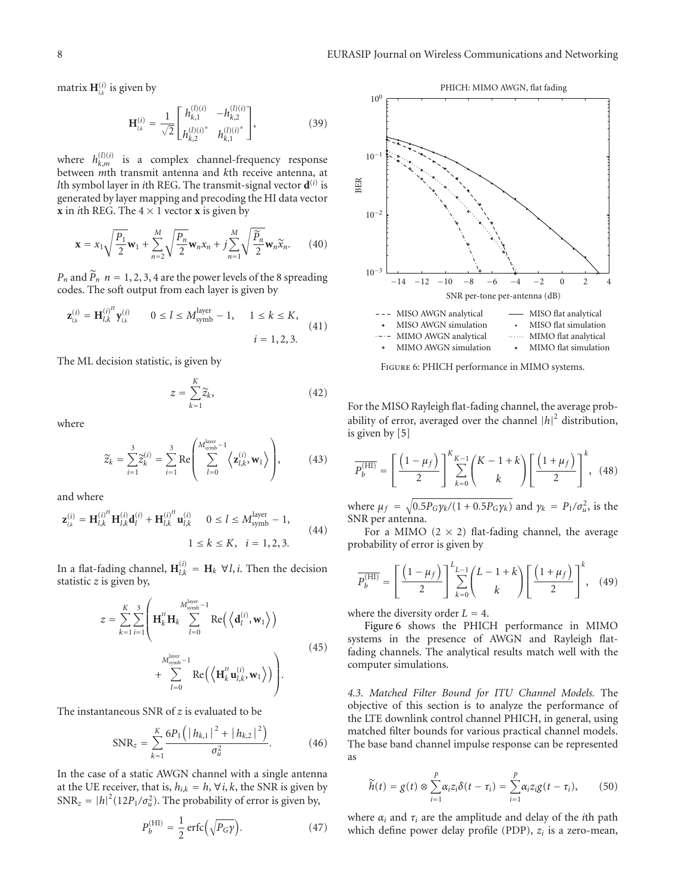matrix $\mathbf{H}_{l,k}^{(i)}$ is given by

$$\mathbf{H}_{l,k}^{(i)} = \frac{1}{\sqrt{2}} \begin{bmatrix} h_{k,1}^{(l)(i)} & -h_{k,2}^{(l)(i)} \\ h_{k,2}^{(l)(i)^*} & h_{k,1}^{(l)(i)^*} \end{bmatrix}, \tag{39}$$

where $h_{k,m}^{(l)(i)}$ is a complex channel-frequency response between $m$th transmit antenna and $k$th receive antenna, at $l$th symbol layer in $i$th REG. The transmit-signal vector $\mathbf{d}^{(i)}$ is generated by layer mapping and precoding the HI data vector $\mathbf{x}$ in $i$th REG. The $4 \times 1$ vector $\mathbf{x}$ is given by

$$\mathbf{x} = x_1 \sqrt{\frac{P_1}{2}} \mathbf{w}_1 + \sum_{n=2}^{M} \sqrt{\frac{P_n}{2}} \mathbf{w}_n x_n + j \sum_{n=1}^{M} \sqrt{\frac{\widetilde{P}_n}{2}} \mathbf{w}_n \widetilde{x}_n. \tag{40}$$

$P_n$ and $\widetilde{P}_n$ $n = 1, 2, 3, 4$ are the power levels of the 8 spreading codes. The soft output from each layer is given by

$$\mathbf{z}_{l,k}^{(i)} = \mathbf{H}_{l,k}^{(i)^H} \mathbf{y}_{l,k}^{(i)} \qquad 0 \leq l \leq M_{\text{symb}}^{\text{layer}} - 1, \quad 1 \leq k \leq K, \quad i = 1, 2, 3. \tag{41}$$

The ML decision statistic, is given by

$$z = \sum_{k=1}^{K} \widetilde{z}_k, \tag{42}$$

where

$$\widetilde{z}_k = \sum_{i=1}^{3} \widetilde{z}_k^{(i)} = \sum_{i=1}^{3} \operatorname{Re}\left( \sum_{l=0}^{M_{\text{symb}}^{\text{layer}}-1} \left\langle \mathbf{z}_{l,k}^{(i)}, \mathbf{w}_1 \right\rangle \right), \tag{43}$$

and where

$$\mathbf{z}_{l,k}^{(i)} = \mathbf{H}_{l,k}^{(i)^H} \mathbf{H}_{l,k}^{(i)} \mathbf{d}_l^{(i)} + \mathbf{H}_{l,k}^{(i)^H} \mathbf{u}_{l,k}^{(i)} \qquad 0 \leq l \leq M_{\text{symb}}^{\text{layer}} - 1, \quad 1 \leq k \leq K, \quad i = 1, 2, 3. \tag{44}$$

In a flat-fading channel, $\mathbf{H}_{l,k}^{(i)} = \mathbf{H}_k \ \forall l, i$. Then the decision statistic $z$ is given by,

$$z = \sum_{k=1}^{K} \sum_{i=1}^{3} \left( \mathbf{H}_k^H \mathbf{H}_k \sum_{l=0}^{M_{\text{symb}}^{\text{layer}}-1} \operatorname{Re}\left( \left\langle \mathbf{d}_l^{(i)}, \mathbf{w}_1 \right\rangle \right) + \sum_{l=0}^{M_{\text{symb}}^{\text{layer}}-1} \operatorname{Re}\left( \left\langle \mathbf{H}_k^H \mathbf{u}_{l,k}^{(i)}, \mathbf{w}_1 \right\rangle \right) \right). \tag{45}$$

The instantaneous SNR of $z$ is evaluated to be

$$\text{SNR}_z = \sum_{k=1}^{K} \frac{6P_1 \left( |h_{k,1}|^2 + |h_{k,2}|^2 \right)}{\sigma_u^2}. \tag{46}$$

In the case of a static AWGN channel with a single antenna at the UE receiver, that is, $h_{i,k} = h, \forall i, k$, the SNR is given by $\text{SNR}_z = |h|^2 (12P_1/\sigma_u^2)$. The probability of error is given by,

$$P_b^{(\text{HI})} = \frac{1}{2} \operatorname{erfc}\left( \sqrt{P_G \gamma} \right). \tag{47}$$

Figure 6: PHICH performance in MIMO systems.

For the MISO Rayleigh flat-fading channel, the average probability of error, averaged over the channel $|h|^2$ distribution, is given by [5]

$$\overline{P_b^{(\text{HI})}} = \left[ \frac{\left(1 - \mu_f\right)}{2} \right]^K \sum_{k=0}^{K-1} \binom{K-1+k}{k} \left[ \frac{\left(1 + \mu_f\right)}{2} \right]^k, \tag{48}$$

where $\mu_f = \sqrt{0.5 P_G \gamma_k / (1 + 0.5 P_G \gamma_k)}$ and $\gamma_k = P_1/\sigma_u^2$, is the SNR per antenna.

For a MIMO $(2 \times 2)$ flat-fading channel, the average probability of error is given by

$$\overline{P_b^{(\text{HI})}} = \left[ \frac{\left(1 - \mu_f\right)}{2} \right]^L \sum_{k=0}^{L-1} \binom{L-1+k}{k} \left[ \frac{\left(1 + \mu_f\right)}{2} \right]^k, \tag{49}$$

where the diversity order $L = 4$.

Figure 6 shows the PHICH performance in MIMO systems in the presence of AWGN and Rayleigh flat-fading channels. The analytical results match well with the computer simulations.

*4.3. Matched Filter Bound for ITU Channel Models.* The objective of this section is to analyze the performance of the LTE downlink control channel PHICH, in general, using matched filter bounds for various practical channel models. The base band channel impulse response can be represented as

$$\widetilde{h}(t) = g(t) \otimes \sum_{i=1}^{p} \alpha_i z_i \delta(t - \tau_i) = \sum_{i=1}^{p} \alpha_i z_i g(t - \tau_i), \tag{50}$$

where $\alpha_i$ and $\tau_i$ are the amplitude and delay of the $i$th path which define power delay profile (PDP), $z_i$ is a zero-mean,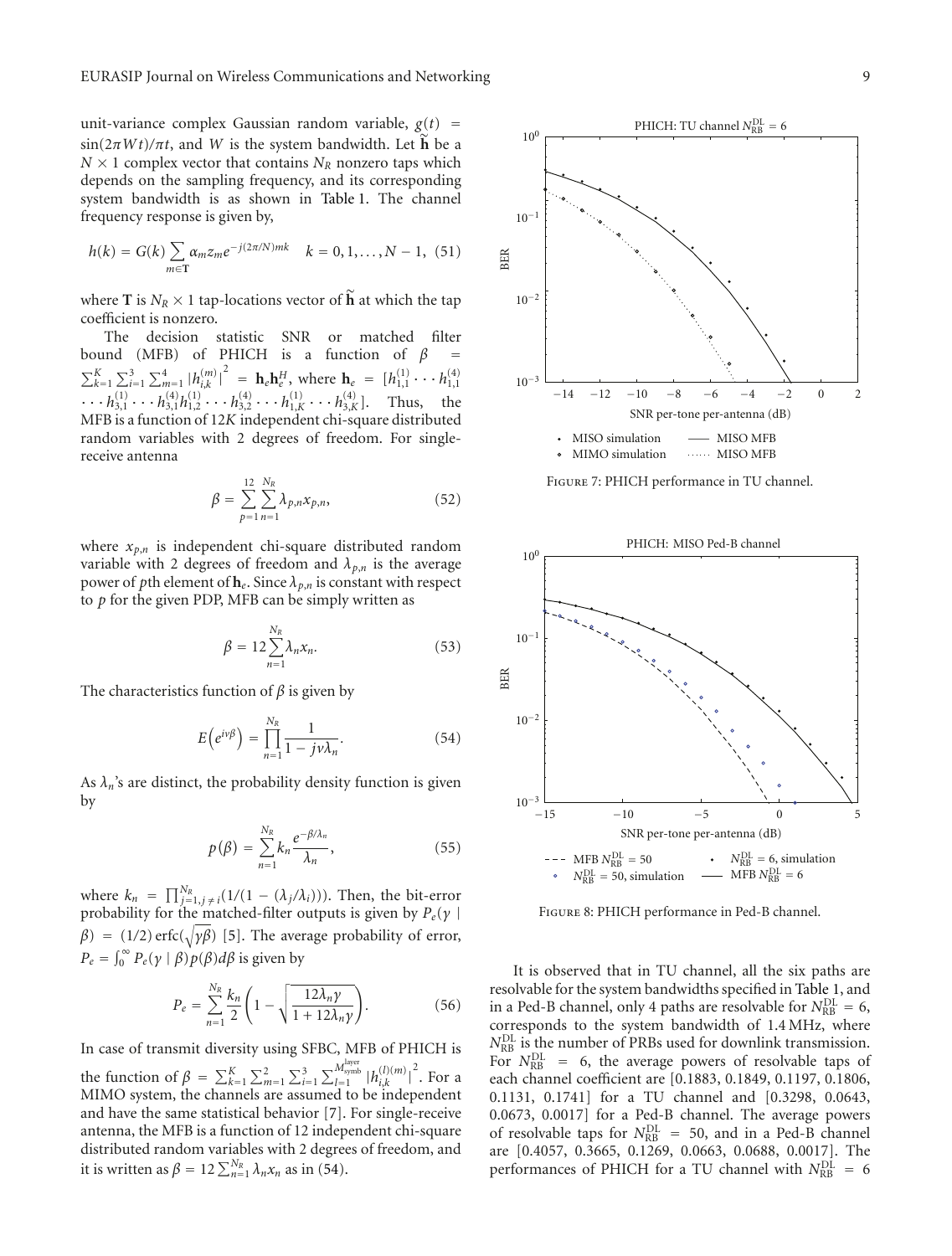unit-variance complex Gaussian random variable, $g(t) = \sin(2\pi Wt)/\pi t$, and $W$ is the system bandwidth. Let $\widetilde{\mathbf{h}}$ be a $N \times 1$ complex vector that contains $N_R$ nonzero taps which depends on the sampling frequency, and its corresponding system bandwidth is as shown in Table 1. The channel frequency response is given by,

$$h(k) = G(k) \sum_{m \in \mathbf{T}} \alpha_m z_m e^{-j(2\pi/N)mk} \quad k = 0, 1, \ldots, N-1, \tag{51}$$

where $\mathbf{T}$ is $N_R \times 1$ tap-locations vector of $\widetilde{\mathbf{h}}$ at which the tap coefficient is nonzero.

The decision statistic SNR or matched filter bound (MFB) of PHICH is a function of $\beta = \sum_{k=1}^{K} \sum_{i=1}^{3} \sum_{m=1}^{4} |h_{i,k}^{(m)}|^2 = \mathbf{h}_e \mathbf{h}_e^H$, where $\mathbf{h}_e = [h_{1,1}^{(1)} \cdots h_{1,1}^{(4)} \cdots h_{3,1}^{(1)} \cdots h_{3,1}^{(4)} h_{1,2}^{(1)} \cdots h_{3,2}^{(4)} \cdots h_{1,K}^{(1)} \cdots h_{3,K}^{(4)}]$. Thus, the MFB is a function of $12K$ independent chi-square distributed random variables with 2 degrees of freedom. For single-receive antenna

$$\beta = \sum_{p=1}^{12} \sum_{n=1}^{N_R} \lambda_{p,n} x_{p,n}, \tag{52}$$

where $x_{p,n}$ is independent chi-square distributed random variable with 2 degrees of freedom and $\lambda_{p,n}$ is the average power of $p$th element of $\mathbf{h}_e$. Since $\lambda_{p,n}$ is constant with respect to $p$ for the given PDP, MFB can be simply written as

$$\beta = 12 \sum_{n=1}^{N_R} \lambda_n x_n. \tag{53}$$

The characteristics function of $\beta$ is given by

$$E\left(e^{i\nu\beta}\right) = \prod_{n=1}^{N_R} \frac{1}{1 - j\nu\lambda_n}. \tag{54}$$

As $\lambda_n$'s are distinct, the probability density function is given by

$$p(\beta) = \sum_{n=1}^{N_R} k_n \frac{e^{-\beta/\lambda_n}}{\lambda_n}, \tag{55}$$

where $k_n = \prod_{j=1, j \neq i}^{N_R} (1/(1 - (\lambda_j/\lambda_i)))$. Then, the bit-error probability for the matched-filter outputs is given by $P_e(\gamma \mid \beta) = (1/2)\,\mathrm{erfc}(\sqrt{\gamma\beta})$ [5]. The average probability of error, $P_e = \int_0^\infty P_e(\gamma \mid \beta) p(\beta) d\beta$ is given by

$$P_e = \sum_{n=1}^{N_R} \frac{k_n}{2} \left(1 - \sqrt{\frac{12\lambda_n \gamma}{1 + 12\lambda_n \gamma}}\right). \tag{56}$$

In case of transmit diversity using SFBC, MFB of PHICH is the function of $\beta = \sum_{k=1}^{K} \sum_{m=1}^{2} \sum_{i=1}^{3} \sum_{l=1}^{M_{\text{symb}}^{\text{layer}}} |h_{i,k}^{(l)(m)}|^2$. For a MIMO system, the channels are assumed to be independent and have the same statistical behavior [7]. For single-receive antenna, the MFB is a function of 12 independent chi-square distributed random variables with 2 degrees of freedom, and it is written as $\beta = 12 \sum_{n=1}^{N_R} \lambda_n x_n$ as in (54).

Figure 7: PHICH performance in TU channel.

Figure 8: PHICH performance in Ped-B channel.

It is observed that in TU channel, all the six paths are resolvable for the system bandwidths specified in Table 1, and in a Ped-B channel, only 4 paths are resolvable for $N_{\text{RB}}^{\text{DL}} = 6$, corresponds to the system bandwidth of 1.4 MHz, where $N_{\text{RB}}^{\text{DL}}$ is the number of PRBs used for downlink transmission. For $N_{\text{RB}}^{\text{DL}} = 6$, the average powers of resolvable taps of each channel coefficient are [0.1883, 0.1849, 0.1197, 0.1806, 0.1131, 0.1741] for a TU channel and [0.3298, 0.0643, 0.0673, 0.0017] for a Ped-B channel. The average powers of resolvable taps for $N_{\text{RB}}^{\text{DL}} = 50$, and in a Ped-B channel are [0.4057, 0.3665, 0.1269, 0.0663, 0.0688, 0.0017]. The performances of PHICH for a TU channel with $N_{\text{RB}}^{\text{DL}} = 6$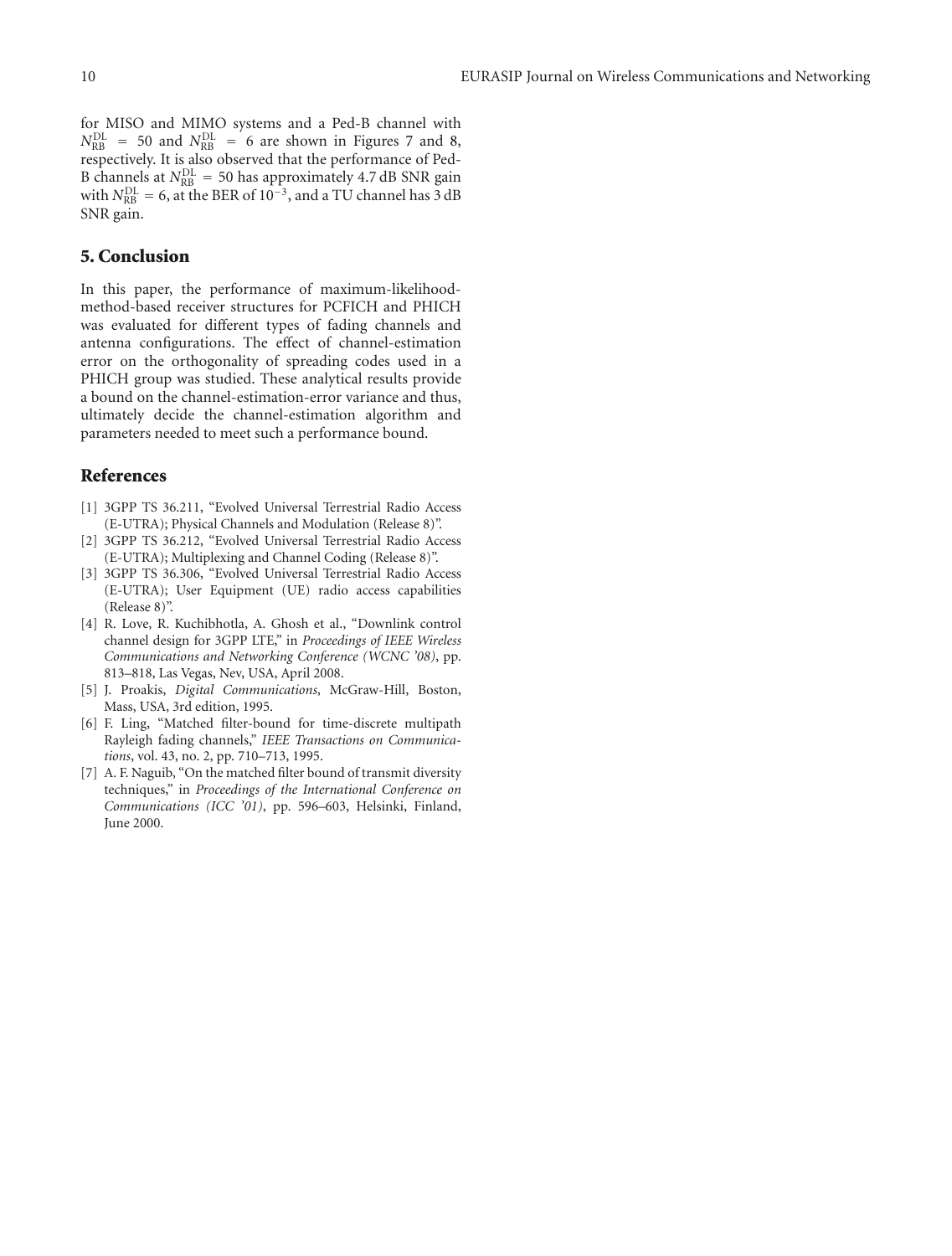for MISO and MIMO systems and a Ped-B channel with $N_{\text{RB}}^{\text{DL}} = 50$ and $N_{\text{RB}}^{\text{DL}} = 6$ are shown in Figures 7 and 8, respectively. It is also observed that the performance of Ped-B channels at $N_{\text{RB}}^{\text{DL}} = 50$ has approximately 4.7 dB SNR gain with $N_{\text{RB}}^{\text{DL}} = 6$, at the BER of $10^{-3}$, and a TU channel has 3 dB SNR gain.

## 5. Conclusion

In this paper, the performance of maximum-likelihood-method-based receiver structures for PCFICH and PHICH was evaluated for different types of fading channels and antenna configurations. The effect of channel-estimation error on the orthogonality of spreading codes used in a PHICH group was studied. These analytical results provide a bound on the channel-estimation-error variance and thus, ultimately decide the channel-estimation algorithm and parameters needed to meet such a performance bound.

## References

- [1] 3GPP TS 36.211, "Evolved Universal Terrestrial Radio Access (E-UTRA); Physical Channels and Modulation (Release 8)".
- [2] 3GPP TS 36.212, "Evolved Universal Terrestrial Radio Access (E-UTRA); Multiplexing and Channel Coding (Release 8)".
- [3] 3GPP TS 36.306, "Evolved Universal Terrestrial Radio Access (E-UTRA); User Equipment (UE) radio access capabilities (Release 8)".
- [4] R. Love, R. Kuchibhotla, A. Ghosh et al., "Downlink control channel design for 3GPP LTE," in *Proceedings of IEEE Wireless Communications and Networking Conference (WCNC '08)*, pp. 813–818, Las Vegas, Nev, USA, April 2008.
- [5] J. Proakis, *Digital Communications*, McGraw-Hill, Boston, Mass, USA, 3rd edition, 1995.
- [6] F. Ling, "Matched filter-bound for time-discrete multipath Rayleigh fading channels," *IEEE Transactions on Communications*, vol. 43, no. 2, pp. 710–713, 1995.
- [7] A. F. Naguib, "On the matched filter bound of transmit diversity techniques," in *Proceedings of the International Conference on Communications (ICC '01)*, pp. 596–603, Helsinki, Finland, June 2000.